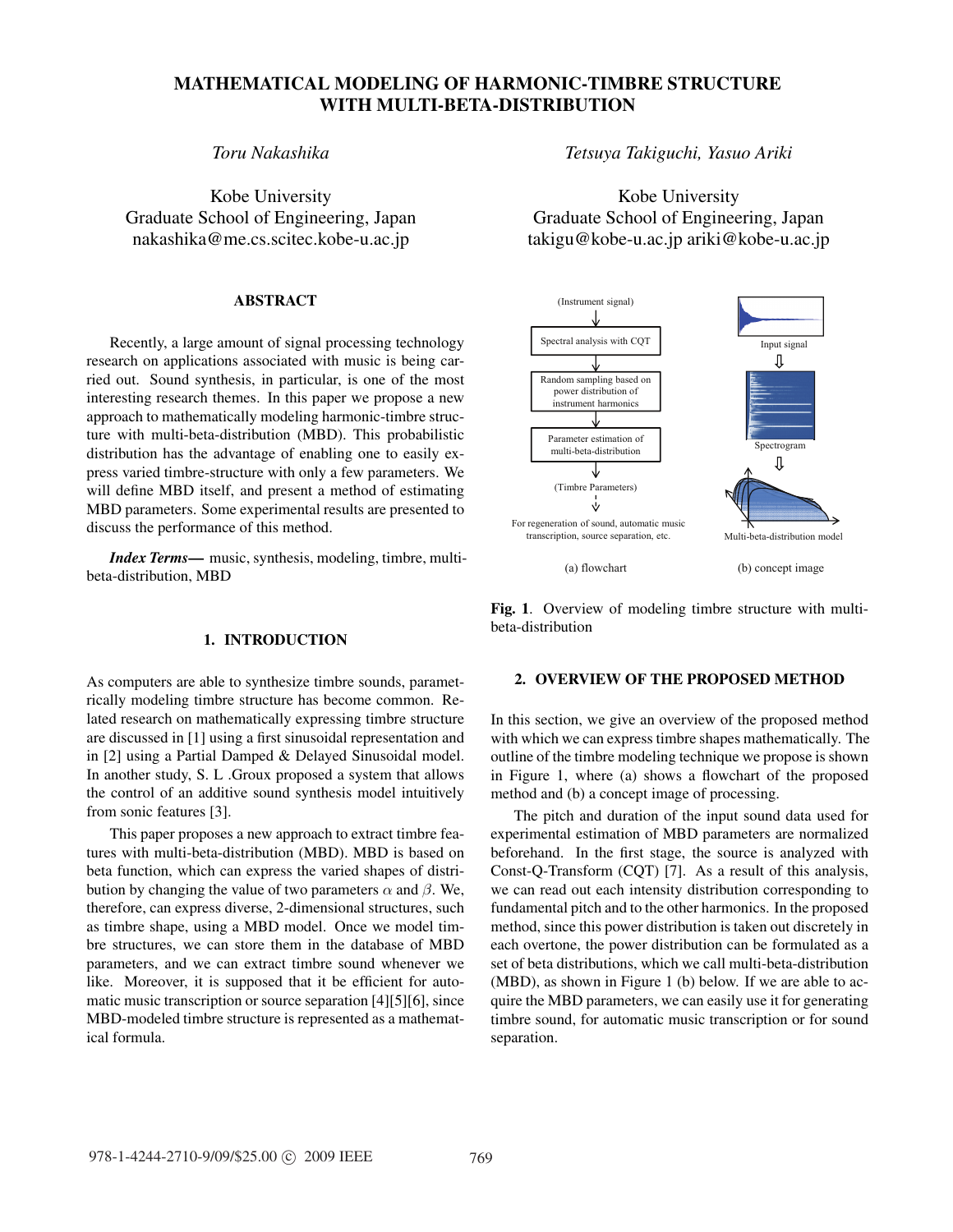# MATHEMATICAL MODELING OF HARMONIC-TIMBRE STRUCTURE WITH MULTI-BETA-DISTRIBUTION

*Toru Nakashika*

Kobe University
Graduate School of Engineering, Japan
nakashika@me.cs.scitec.kobe-u.ac.jp

*Tetsuya Takiguchi, Yasuo Ariki*

Kobe University
Graduate School of Engineering, Japan
takigu@kobe-u.ac.jp ariki@kobe-u.ac.jp

## ABSTRACT

Recently, a large amount of signal processing technology research on applications associated with music is being carried out. Sound synthesis, in particular, is one of the most interesting research themes. In this paper we propose a new approach to mathematically modeling harmonic-timbre structure with multi-beta-distribution (MBD). This probabilistic distribution has the advantage of enabling one to easily express varied timbre-structure with only a few parameters. We will define MBD itself, and present a method of estimating MBD parameters. Some experimental results are presented to discuss the performance of this method.

***Index Terms*—** music, synthesis, modeling, timbre, multi-beta-distribution, MBD

## 1. INTRODUCTION

As computers are able to synthesize timbre sounds, parametrically modeling timbre structure has become common. Related research on mathematically expressing timbre structure are discussed in [1] using a first sinusoidal representation and in [2] using a Partial Damped & Delayed Sinusoidal model. In another study, S. L .Groux proposed a system that allows the control of an additive sound synthesis model intuitively from sonic features [3].

This paper proposes a new approach to extract timbre features with multi-beta-distribution (MBD). MBD is based on beta function, which can express the varied shapes of distribution by changing the value of two parameters $\alpha$ and $\beta$. We, therefore, can express diverse, 2-dimensional structures, such as timbre shape, using a MBD model. Once we model timbre structures, we can store them in the database of MBD parameters, and we can extract timbre sound whenever we like. Moreover, it is supposed that it be efficient for automatic music transcription or source separation [4][5][6], since MBD-modeled timbre structure is represented as a mathematical formula.

(Instrument signal)

Spectral analysis with CQT

Random sampling based on power distribution of instrument harmonics

Parameter estimation of multi-beta-distribution

(Timbre Parameters)

For regeneration of sound, automatic music transcription, source separation, etc.

(a) flowchart

Input signal

Spectrogram

Multi-beta-distribution model

(b) concept image

**Fig. 1**. Overview of modeling timbre structure with multi-beta-distribution

## 2. OVERVIEW OF THE PROPOSED METHOD

In this section, we give an overview of the proposed method with which we can express timbre shapes mathematically. The outline of the timbre modeling technique we propose is shown in Figure 1, where (a) shows a flowchart of the proposed method and (b) a concept image of processing.

The pitch and duration of the input sound data used for experimental estimation of MBD parameters are normalized beforehand. In the first stage, the source is analyzed with Const-Q-Transform (CQT) [7]. As a result of this analysis, we can read out each intensity distribution corresponding to fundamental pitch and to the other harmonics. In the proposed method, since this power distribution is taken out discretely in each overtone, the power distribution can be formulated as a set of beta distributions, which we call multi-beta-distribution (MBD), as shown in Figure 1 (b) below. If we are able to acquire the MBD parameters, we can easily use it for generating timbre sound, for automatic music transcription or for sound separation.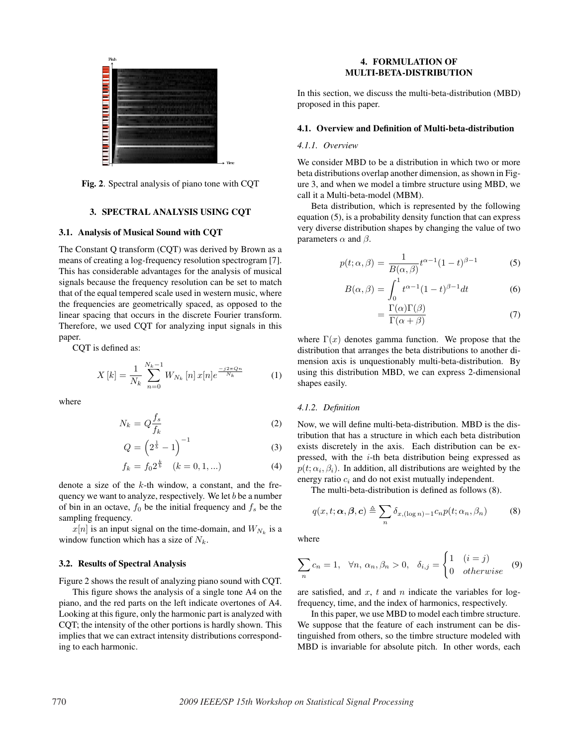Pitch

Time

**Fig. 2**. Spectral analysis of piano tone with CQT

## 3. SPECTRAL ANALYSIS USING CQT

### 3.1. Analysis of Musical Sound with CQT

The Constant Q transform (CQT) was derived by Brown as a means of creating a log-frequency resolution spectrogram [7]. This has considerable advantages for the analysis of musical signals because the frequency resolution can be set to match that of the equal tempered scale used in western music, where the frequencies are geometrically spaced, as opposed to the linear spacing that occurs in the discrete Fourier transform. Therefore, we used CQT for analyzing input signals in this paper.

CQT is defined as:

$$X[k] = \frac{1}{N_k} \sum_{n=0}^{N_k - 1} W_{N_k}[n] x[n] e^{\frac{-j2\pi Q n}{N_k}} \quad (1)$$

where

$$N_k = Q \frac{f_s}{f_k} \quad (2)$$

$$Q = \left(2^{\frac{1}{b}} - 1\right)^{-1} \quad (3)$$

$$f_k = f_0 2^{\frac{k}{b}} \quad (k = 0, 1, ...) \quad (4)$$

denote a size of the $k$-th window, a constant, and the frequency we want to analyze, respectively. We let $b$ be a number of bin in an octave, $f_0$ be the initial frequency and $f_s$ be the sampling frequency.

$x[n]$ is an input signal on the time-domain, and $W_{N_k}$ is a window function which has a size of $N_k$.

### 3.2. Results of Spectral Analysis

Figure 2 shows the result of analyzing piano sound with CQT.

This figure shows the analysis of a single tone A4 on the piano, and the red parts on the left indicate overtones of A4. Looking at this figure, only the harmonic part is analyzed with CQT; the intensity of the other portions is hardly shown. This implies that we can extract intensity distributions corresponding to each harmonic.

## 4. FORMULATION OF MULTI-BETA-DISTRIBUTION

In this section, we discuss the multi-beta-distribution (MBD) proposed in this paper.

### 4.1. Overview and Definition of Multi-beta-distribution

#### *4.1.1. Overview*

We consider MBD to be a distribution in which two or more beta distributions overlap another dimension, as shown in Figure 3, and when we model a timbre structure using MBD, we call it a Multi-beta-model (MBM).

Beta distribution, which is represented by the following equation (5), is a probability density function that can express very diverse distribution shapes by changing the value of two parameters $\alpha$ and $\beta$.

$$p(t; \alpha, \beta) = \frac{1}{B(\alpha, \beta)} t^{\alpha - 1}(1 - t)^{\beta - 1} \quad (5)$$

$$B(\alpha, \beta) = \int_0^1 t^{\alpha - 1}(1 - t)^{\beta - 1} dt \quad (6)$$

$$= \frac{\Gamma(\alpha)\Gamma(\beta)}{\Gamma(\alpha + \beta)} \quad (7)$$

where $\Gamma(x)$ denotes gamma function. We propose that the distribution that arranges the beta distributions to another dimension axis is unquestionably multi-beta-distribution. By using this distribution MBD, we can express 2-dimensional shapes easily.

#### *4.1.2. Definition*

Now, we will define multi-beta-distribution. MBD is the distribution that has a structure in which each beta distribution exists discretely in the axis. Each distribution can be expressed, with the $i$-th beta distribution being expressed as $p(t; \alpha_i, \beta_i)$. In addition, all distributions are weighted by the energy ratio $c_i$ and do not exist mutually independent.

The multi-beta-distribution is defined as follows (8).

$$q(x, t; \boldsymbol{\alpha}, \boldsymbol{\beta}, \boldsymbol{c}) \triangleq \sum_n \delta_{x, (\log n) - 1} c_n p(t; \alpha_n, \beta_n) \quad (8)$$

where

$$\sum_n c_n = 1, \quad \forall n, \; \alpha_n, \beta_n > 0, \quad \delta_{i,j} = \begin{cases} 1 & (i = j) \\ 0 & otherwise \end{cases} \quad (9)$$

are satisfied, and $x$, $t$ and $n$ indicate the variables for log-frequency, time, and the index of harmonics, respectively.

In this paper, we use MBD to model each timbre structure. We suppose that the feature of each instrument can be distinguished from others, so the timbre structure modeled with MBD is invariable for absolute pitch. In other words, each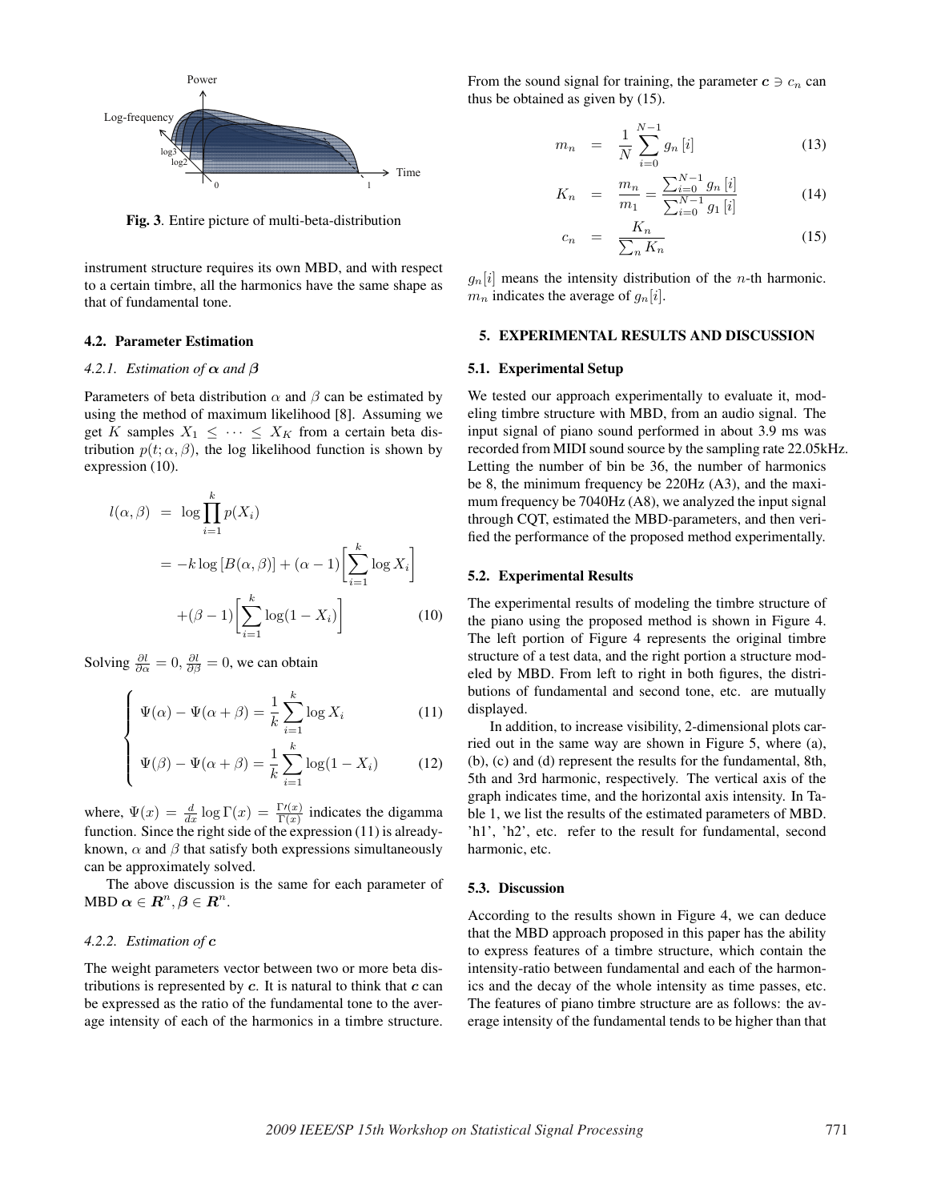Power

Log-frequency

log3

log2

0

1

Time

**Fig. 3**. Entire picture of multi-beta-distribution

instrument structure requires its own MBD, and with respect to a certain timbre, all the harmonics have the same shape as that of fundamental tone.

### 4.2. Parameter Estimation

#### *4.2.1. Estimation of $\boldsymbol{\alpha}$ and $\boldsymbol{\beta}$*

Parameters of beta distribution $\alpha$ and $\beta$ can be estimated by using the method of maximum likelihood [8]. Assuming we get $K$ samples $X_1 \leq \cdots \leq X_K$ from a certain beta distribution $p(t; \alpha, \beta)$, the log likelihood function is shown by expression (10).

$$
\begin{aligned}
l(\alpha, \beta) &= \log \prod_{i=1}^{k} p(X_i) \\
&= -k \log\left[B(\alpha, \beta)\right] + (\alpha - 1)\left[\sum_{i=1}^{k} \log X_i\right] \\
&\quad + (\beta - 1)\left[\sum_{i=1}^{k} \log(1 - X_i)\right] \qquad (10)
\end{aligned}
$$

Solving $\frac{\partial l}{\partial \alpha} = 0, \frac{\partial l}{\partial \beta} = 0$, we can obtain

$$
\begin{cases}
\Psi(\alpha) - \Psi(\alpha + \beta) = \dfrac{1}{k} \displaystyle\sum_{i=1}^{k} \log X_i & (11) \\
\Psi(\beta) - \Psi(\alpha + \beta) = \dfrac{1}{k} \displaystyle\sum_{i=1}^{k} \log(1 - X_i) & (12)
\end{cases}
$$

where, $\Psi(x) = \frac{d}{dx} \log \Gamma(x) = \frac{\Gamma\prime(x)}{\Gamma(x)}$ indicates the digamma function. Since the right side of the expression (11) is already-known, $\alpha$ and $\beta$ that satisfy both expressions simultaneously can be approximately solved.

The above discussion is the same for each parameter of MBD $\boldsymbol{\alpha} \in \boldsymbol{R}^n, \boldsymbol{\beta} \in \boldsymbol{R}^n$.

#### *4.2.2. Estimation of $\boldsymbol{c}$*

The weight parameters vector between two or more beta distributions is represented by $\boldsymbol{c}$. It is natural to think that $\boldsymbol{c}$ can be expressed as the ratio of the fundamental tone to the average intensity of each of the harmonics in a timbre structure. From the sound signal for training, the parameter $\boldsymbol{c} \ni c_n$ can thus be obtained as given by (15).

$$
m_n = \frac{1}{N} \sum_{i=0}^{N-1} g_n[i] \qquad (13)
$$

$$
K_n = \frac{m_n}{m_1} = \frac{\sum_{i=0}^{N-1} g_n[i]}{\sum_{i=0}^{N-1} g_1[i]} \qquad (14)
$$

$$
c_n = \frac{K_n}{\sum_n K_n} \qquad (15)
$$

$g_n[i]$ means the intensity distribution of the $n$-th harmonic. $m_n$ indicates the average of $g_n[i]$.

## 5. EXPERIMENTAL RESULTS AND DISCUSSION

### 5.1. Experimental Setup

We tested our approach experimentally to evaluate it, modeling timbre structure with MBD, from an audio signal. The input signal of piano sound performed in about 3.9 ms was recorded from MIDI sound source by the sampling rate 22.05kHz. Letting the number of bin be 36, the number of harmonics be 8, the minimum frequency be 220Hz (A3), and the maximum frequency be 7040Hz (A8), we analyzed the input signal through CQT, estimated the MBD-parameters, and then verified the performance of the proposed method experimentally.

### 5.2. Experimental Results

The experimental results of modeling the timbre structure of the piano using the proposed method is shown in Figure 4. The left portion of Figure 4 represents the original timbre structure of a test data, and the right portion a structure modeled by MBD. From left to right in both figures, the distributions of fundamental and second tone, etc. are mutually displayed.

In addition, to increase visibility, 2-dimensional plots carried out in the same way are shown in Figure 5, where (a), (b), (c) and (d) represent the results for the fundamental, 8th, 5th and 3rd harmonic, respectively. The vertical axis of the graph indicates time, and the horizontal axis intensity. In Table 1, we list the results of the estimated parameters of MBD. 'h1', 'h2', etc. refer to the result for fundamental, second harmonic, etc.

### 5.3. Discussion

According to the results shown in Figure 4, we can deduce that the MBD approach proposed in this paper has the ability to express features of a timbre structure, which contain the intensity-ratio between fundamental and each of the harmonics and the decay of the whole intensity as time passes, etc. The features of piano timbre structure are as follows: the average intensity of the fundamental tends to be higher than that